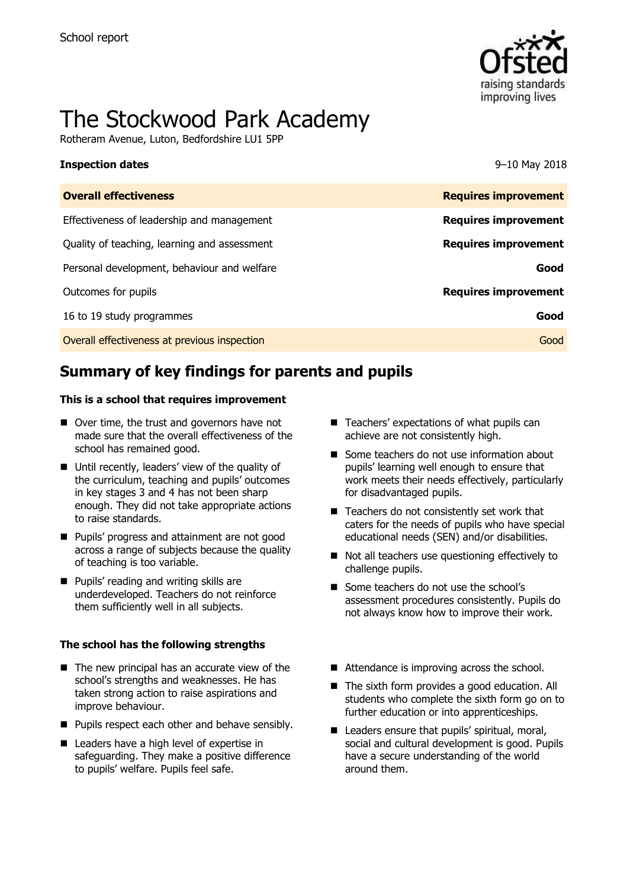School report

# The Stockwood Park Academy

Rotheram Avenue, Luton, Bedfordshire LU1 5PP

| **Inspection dates** | 9–10 May 2018 |
|---|---|
| **Overall effectiveness** | **Requires improvement** |
| Effectiveness of leadership and management | **Requires improvement** |
| Quality of teaching, learning and assessment | **Requires improvement** |
| Personal development, behaviour and welfare | **Good** |
| Outcomes for pupils | **Requires improvement** |
| 16 to 19 study programmes | **Good** |
| Overall effectiveness at previous inspection | Good |

## Summary of key findings for parents and pupils

### This is a school that requires improvement

- Over time, the trust and governors have not made sure that the overall effectiveness of the school has remained good.
- Until recently, leaders' view of the quality of the curriculum, teaching and pupils' outcomes in key stages 3 and 4 has not been sharp enough. They did not take appropriate actions to raise standards.
- Pupils' progress and attainment are not good across a range of subjects because the quality of teaching is too variable.
- Pupils' reading and writing skills are underdeveloped. Teachers do not reinforce them sufficiently well in all subjects.
- Teachers' expectations of what pupils can achieve are not consistently high.
- Some teachers do not use information about pupils' learning well enough to ensure that work meets their needs effectively, particularly for disadvantaged pupils.
- Teachers do not consistently set work that caters for the needs of pupils who have special educational needs (SEN) and/or disabilities.
- Not all teachers use questioning effectively to challenge pupils.
- Some teachers do not use the school's assessment procedures consistently. Pupils do not always know how to improve their work.

### The school has the following strengths

- The new principal has an accurate view of the school's strengths and weaknesses. He has taken strong action to raise aspirations and improve behaviour.
- Pupils respect each other and behave sensibly.
- Leaders have a high level of expertise in safeguarding. They make a positive difference to pupils' welfare. Pupils feel safe.
- Attendance is improving across the school.
- The sixth form provides a good education. All students who complete the sixth form go on to further education or into apprenticeships.
- Leaders ensure that pupils' spiritual, moral, social and cultural development is good. Pupils have a secure understanding of the world around them.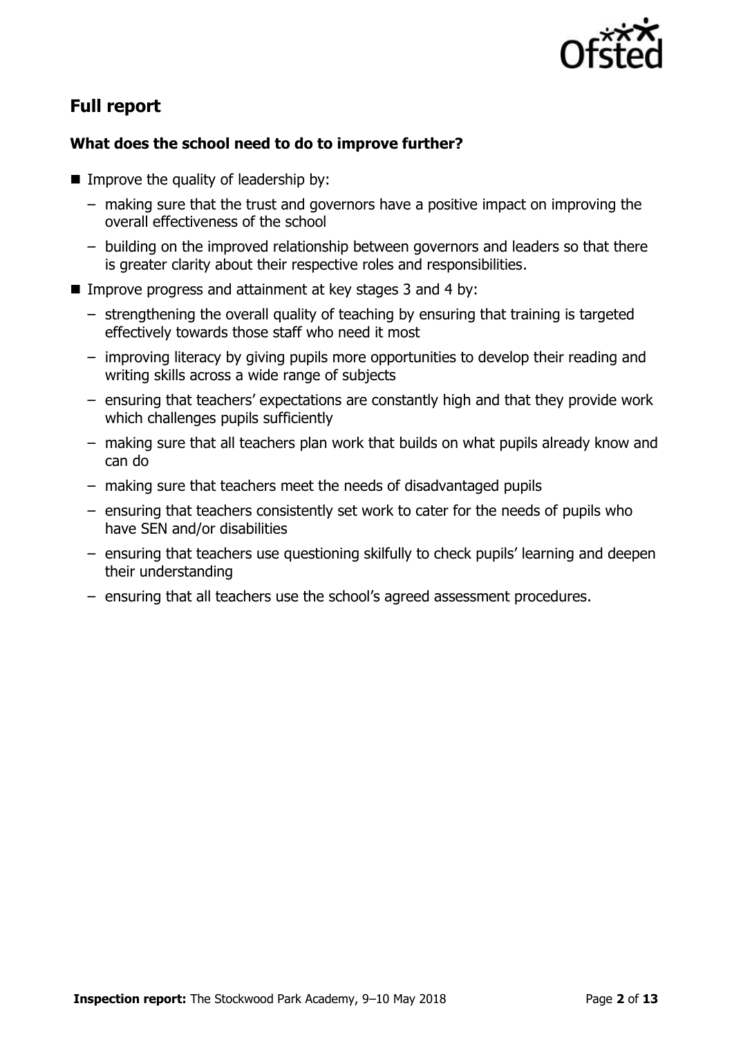## Full report

### What does the school need to do to improve further?

- Improve the quality of leadership by:
  - making sure that the trust and governors have a positive impact on improving the overall effectiveness of the school
  - building on the improved relationship between governors and leaders so that there is greater clarity about their respective roles and responsibilities.
- Improve progress and attainment at key stages 3 and 4 by:
  - strengthening the overall quality of teaching by ensuring that training is targeted effectively towards those staff who need it most
  - improving literacy by giving pupils more opportunities to develop their reading and writing skills across a wide range of subjects
  - ensuring that teachers' expectations are constantly high and that they provide work which challenges pupils sufficiently
  - making sure that all teachers plan work that builds on what pupils already know and can do
  - making sure that teachers meet the needs of disadvantaged pupils
  - ensuring that teachers consistently set work to cater for the needs of pupils who have SEN and/or disabilities
  - ensuring that teachers use questioning skilfully to check pupils' learning and deepen their understanding
  - ensuring that all teachers use the school's agreed assessment procedures.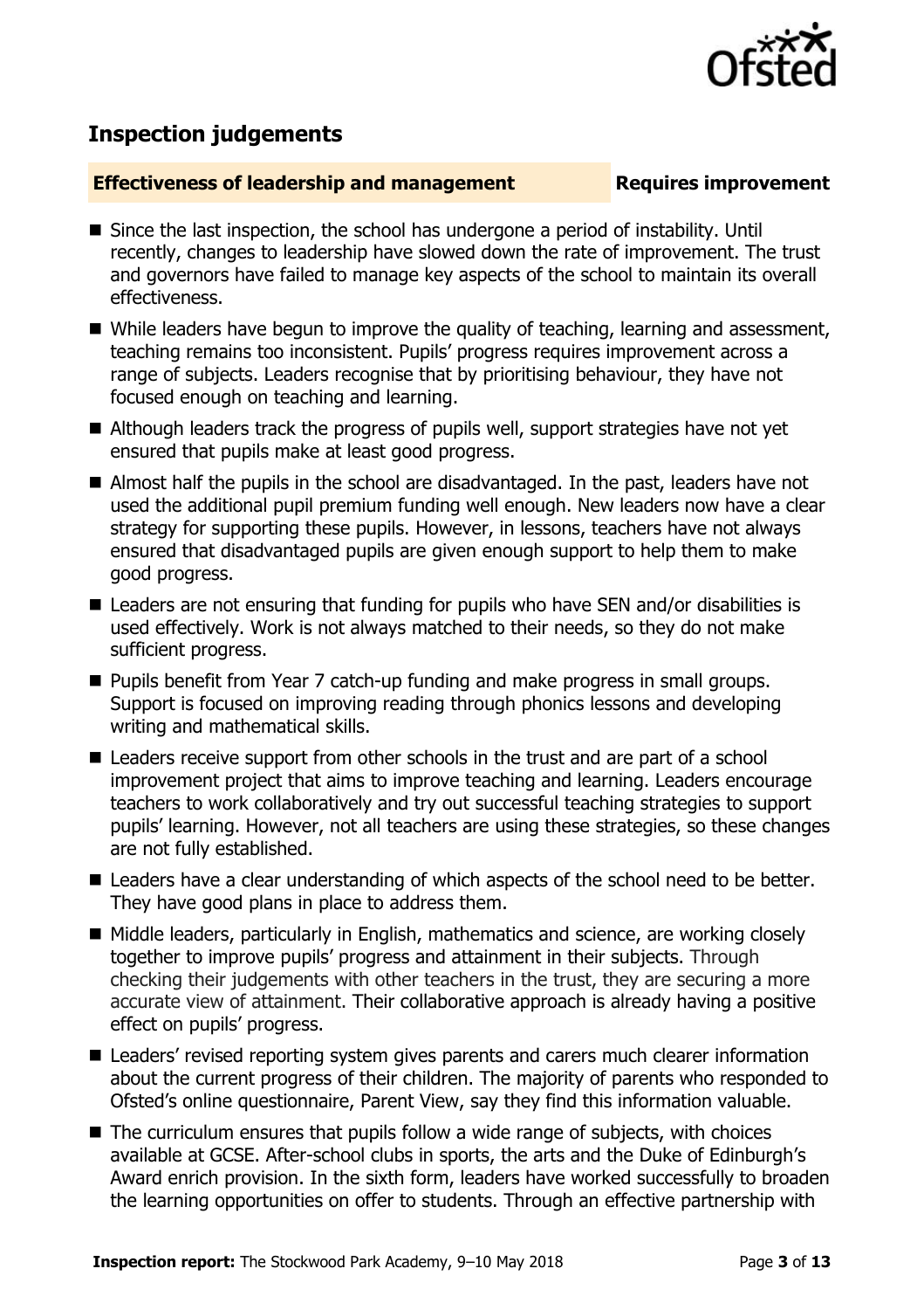## Inspection judgements

**Effectiveness of leadership and management** | **Requires improvement**

- Since the last inspection, the school has undergone a period of instability. Until recently, changes to leadership have slowed down the rate of improvement. The trust and governors have failed to manage key aspects of the school to maintain its overall effectiveness.
- While leaders have begun to improve the quality of teaching, learning and assessment, teaching remains too inconsistent. Pupils' progress requires improvement across a range of subjects. Leaders recognise that by prioritising behaviour, they have not focused enough on teaching and learning.
- Although leaders track the progress of pupils well, support strategies have not yet ensured that pupils make at least good progress.
- Almost half the pupils in the school are disadvantaged. In the past, leaders have not used the additional pupil premium funding well enough. New leaders now have a clear strategy for supporting these pupils. However, in lessons, teachers have not always ensured that disadvantaged pupils are given enough support to help them to make good progress.
- Leaders are not ensuring that funding for pupils who have SEN and/or disabilities is used effectively. Work is not always matched to their needs, so they do not make sufficient progress.
- Pupils benefit from Year 7 catch-up funding and make progress in small groups. Support is focused on improving reading through phonics lessons and developing writing and mathematical skills.
- Leaders receive support from other schools in the trust and are part of a school improvement project that aims to improve teaching and learning. Leaders encourage teachers to work collaboratively and try out successful teaching strategies to support pupils' learning. However, not all teachers are using these strategies, so these changes are not fully established.
- Leaders have a clear understanding of which aspects of the school need to be better. They have good plans in place to address them.
- Middle leaders, particularly in English, mathematics and science, are working closely together to improve pupils' progress and attainment in their subjects. Through checking their judgements with other teachers in the trust, they are securing a more accurate view of attainment. Their collaborative approach is already having a positive effect on pupils' progress.
- Leaders' revised reporting system gives parents and carers much clearer information about the current progress of their children. The majority of parents who responded to Ofsted's online questionnaire, Parent View, say they find this information valuable.
- The curriculum ensures that pupils follow a wide range of subjects, with choices available at GCSE. After-school clubs in sports, the arts and the Duke of Edinburgh's Award enrich provision. In the sixth form, leaders have worked successfully to broaden the learning opportunities on offer to students. Through an effective partnership with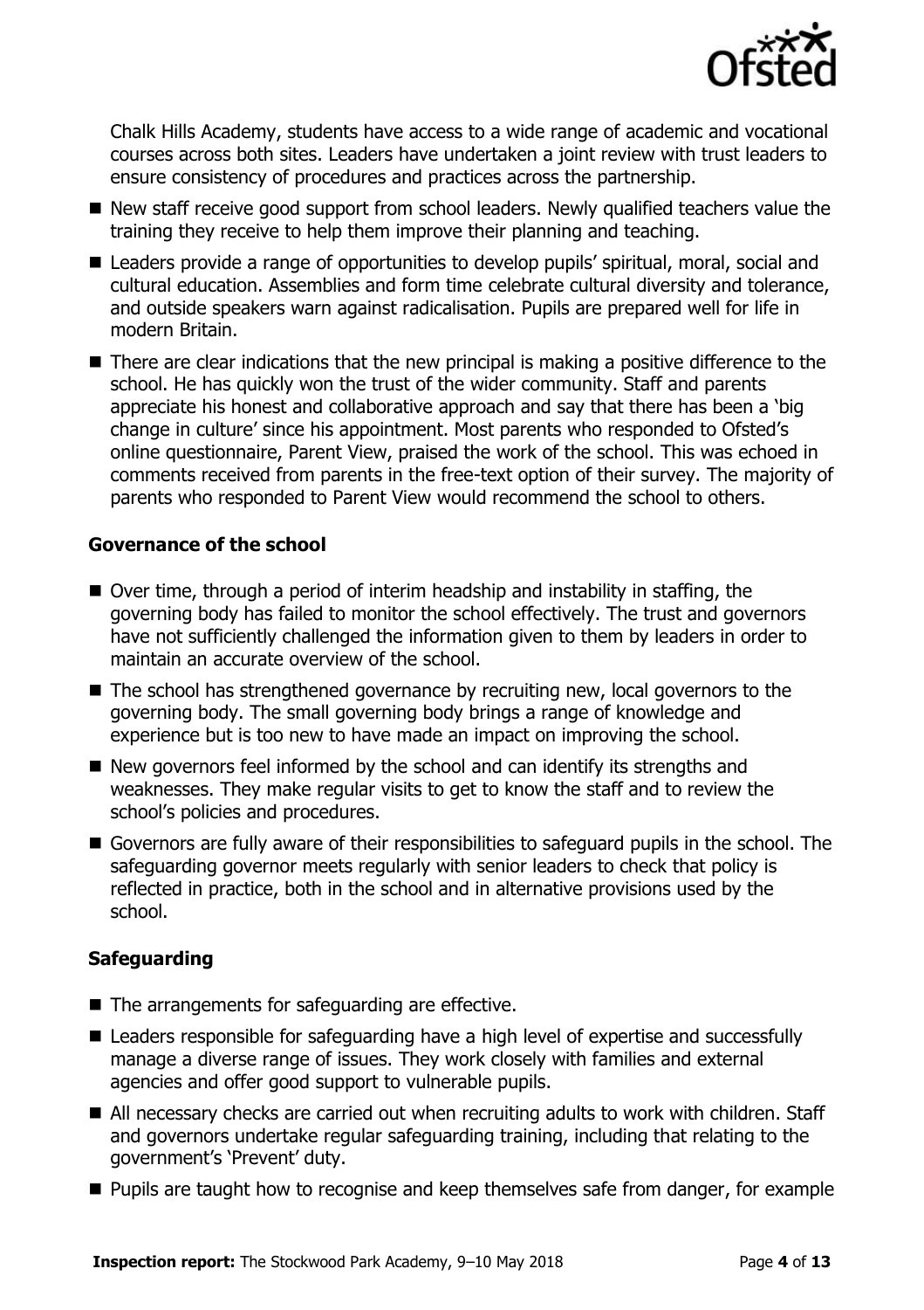Chalk Hills Academy, students have access to a wide range of academic and vocational courses across both sites. Leaders have undertaken a joint review with trust leaders to ensure consistency of procedures and practices across the partnership.

- New staff receive good support from school leaders. Newly qualified teachers value the training they receive to help them improve their planning and teaching.
- Leaders provide a range of opportunities to develop pupils' spiritual, moral, social and cultural education. Assemblies and form time celebrate cultural diversity and tolerance, and outside speakers warn against radicalisation. Pupils are prepared well for life in modern Britain.
- There are clear indications that the new principal is making a positive difference to the school. He has quickly won the trust of the wider community. Staff and parents appreciate his honest and collaborative approach and say that there has been a 'big change in culture' since his appointment. Most parents who responded to Ofsted's online questionnaire, Parent View, praised the work of the school. This was echoed in comments received from parents in the free-text option of their survey. The majority of parents who responded to Parent View would recommend the school to others.

### Governance of the school

- Over time, through a period of interim headship and instability in staffing, the governing body has failed to monitor the school effectively. The trust and governors have not sufficiently challenged the information given to them by leaders in order to maintain an accurate overview of the school.
- The school has strengthened governance by recruiting new, local governors to the governing body. The small governing body brings a range of knowledge and experience but is too new to have made an impact on improving the school.
- New governors feel informed by the school and can identify its strengths and weaknesses. They make regular visits to get to know the staff and to review the school's policies and procedures.
- Governors are fully aware of their responsibilities to safeguard pupils in the school. The safeguarding governor meets regularly with senior leaders to check that policy is reflected in practice, both in the school and in alternative provisions used by the school.

### Safeguarding

- The arrangements for safeguarding are effective.
- Leaders responsible for safeguarding have a high level of expertise and successfully manage a diverse range of issues. They work closely with families and external agencies and offer good support to vulnerable pupils.
- All necessary checks are carried out when recruiting adults to work with children. Staff and governors undertake regular safeguarding training, including that relating to the government's 'Prevent' duty.
- Pupils are taught how to recognise and keep themselves safe from danger, for example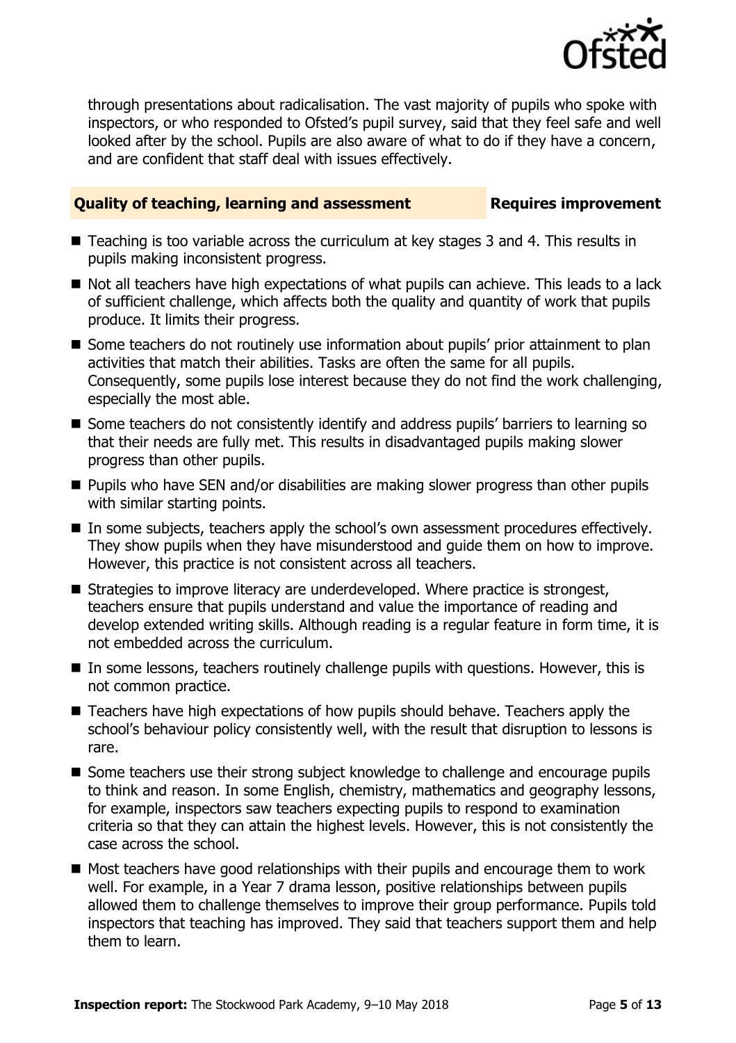through presentations about radicalisation. The vast majority of pupils who spoke with inspectors, or who responded to Ofsted's pupil survey, said that they feel safe and well looked after by the school. Pupils are also aware of what to do if they have a concern, and are confident that staff deal with issues effectively.

## Quality of teaching, learning and assessment — Requires improvement

- Teaching is too variable across the curriculum at key stages 3 and 4. This results in pupils making inconsistent progress.
- Not all teachers have high expectations of what pupils can achieve. This leads to a lack of sufficient challenge, which affects both the quality and quantity of work that pupils produce. It limits their progress.
- Some teachers do not routinely use information about pupils' prior attainment to plan activities that match their abilities. Tasks are often the same for all pupils. Consequently, some pupils lose interest because they do not find the work challenging, especially the most able.
- Some teachers do not consistently identify and address pupils' barriers to learning so that their needs are fully met. This results in disadvantaged pupils making slower progress than other pupils.
- Pupils who have SEN and/or disabilities are making slower progress than other pupils with similar starting points.
- In some subjects, teachers apply the school's own assessment procedures effectively. They show pupils when they have misunderstood and guide them on how to improve. However, this practice is not consistent across all teachers.
- Strategies to improve literacy are underdeveloped. Where practice is strongest, teachers ensure that pupils understand and value the importance of reading and develop extended writing skills. Although reading is a regular feature in form time, it is not embedded across the curriculum.
- In some lessons, teachers routinely challenge pupils with questions. However, this is not common practice.
- Teachers have high expectations of how pupils should behave. Teachers apply the school's behaviour policy consistently well, with the result that disruption to lessons is rare.
- Some teachers use their strong subject knowledge to challenge and encourage pupils to think and reason. In some English, chemistry, mathematics and geography lessons, for example, inspectors saw teachers expecting pupils to respond to examination criteria so that they can attain the highest levels. However, this is not consistently the case across the school.
- Most teachers have good relationships with their pupils and encourage them to work well. For example, in a Year 7 drama lesson, positive relationships between pupils allowed them to challenge themselves to improve their group performance. Pupils told inspectors that teaching has improved. They said that teachers support them and help them to learn.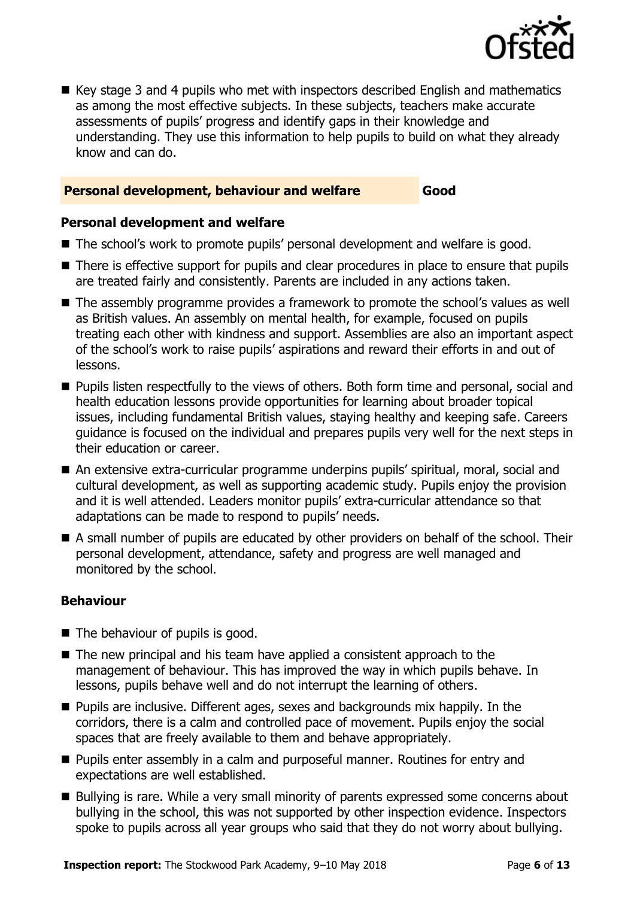- Key stage 3 and 4 pupils who met with inspectors described English and mathematics as among the most effective subjects. In these subjects, teachers make accurate assessments of pupils' progress and identify gaps in their knowledge and understanding. They use this information to help pupils to build on what they already know and can do.

## Personal development, behaviour and welfare — Good

### Personal development and welfare

- The school's work to promote pupils' personal development and welfare is good.
- There is effective support for pupils and clear procedures in place to ensure that pupils are treated fairly and consistently. Parents are included in any actions taken.
- The assembly programme provides a framework to promote the school's values as well as British values. An assembly on mental health, for example, focused on pupils treating each other with kindness and support. Assemblies are also an important aspect of the school's work to raise pupils' aspirations and reward their efforts in and out of lessons.
- Pupils listen respectfully to the views of others. Both form time and personal, social and health education lessons provide opportunities for learning about broader topical issues, including fundamental British values, staying healthy and keeping safe. Careers guidance is focused on the individual and prepares pupils very well for the next steps in their education or career.
- An extensive extra-curricular programme underpins pupils' spiritual, moral, social and cultural development, as well as supporting academic study. Pupils enjoy the provision and it is well attended. Leaders monitor pupils' extra-curricular attendance so that adaptations can be made to respond to pupils' needs.
- A small number of pupils are educated by other providers on behalf of the school. Their personal development, attendance, safety and progress are well managed and monitored by the school.

### Behaviour

- The behaviour of pupils is good.
- The new principal and his team have applied a consistent approach to the management of behaviour. This has improved the way in which pupils behave. In lessons, pupils behave well and do not interrupt the learning of others.
- Pupils are inclusive. Different ages, sexes and backgrounds mix happily. In the corridors, there is a calm and controlled pace of movement. Pupils enjoy the social spaces that are freely available to them and behave appropriately.
- Pupils enter assembly in a calm and purposeful manner. Routines for entry and expectations are well established.
- Bullying is rare. While a very small minority of parents expressed some concerns about bullying in the school, this was not supported by other inspection evidence. Inspectors spoke to pupils across all year groups who said that they do not worry about bullying.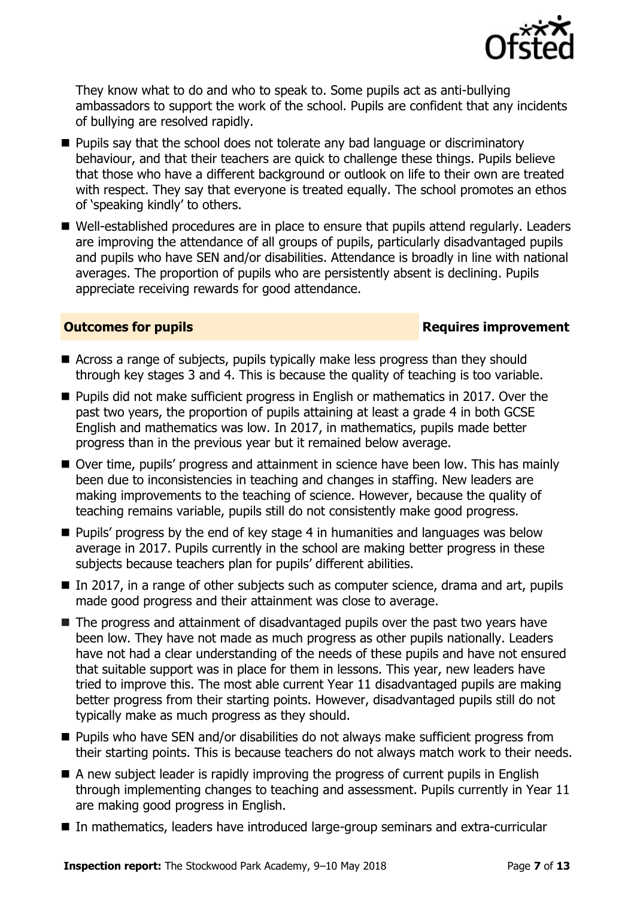They know what to do and who to speak to. Some pupils act as anti-bullying ambassadors to support the work of the school. Pupils are confident that any incidents of bullying are resolved rapidly.

- Pupils say that the school does not tolerate any bad language or discriminatory behaviour, and that their teachers are quick to challenge these things. Pupils believe that those who have a different background or outlook on life to their own are treated with respect. They say that everyone is treated equally. The school promotes an ethos of 'speaking kindly' to others.
- Well-established procedures are in place to ensure that pupils attend regularly. Leaders are improving the attendance of all groups of pupils, particularly disadvantaged pupils and pupils who have SEN and/or disabilities. Attendance is broadly in line with national averages. The proportion of pupils who are persistently absent is declining. Pupils appreciate receiving rewards for good attendance.

### Outcomes for pupils — Requires improvement

- Across a range of subjects, pupils typically make less progress than they should through key stages 3 and 4. This is because the quality of teaching is too variable.
- Pupils did not make sufficient progress in English or mathematics in 2017. Over the past two years, the proportion of pupils attaining at least a grade 4 in both GCSE English and mathematics was low. In 2017, in mathematics, pupils made better progress than in the previous year but it remained below average.
- Over time, pupils' progress and attainment in science have been low. This has mainly been due to inconsistencies in teaching and changes in staffing. New leaders are making improvements to the teaching of science. However, because the quality of teaching remains variable, pupils still do not consistently make good progress.
- Pupils' progress by the end of key stage 4 in humanities and languages was below average in 2017. Pupils currently in the school are making better progress in these subjects because teachers plan for pupils' different abilities.
- In 2017, in a range of other subjects such as computer science, drama and art, pupils made good progress and their attainment was close to average.
- The progress and attainment of disadvantaged pupils over the past two years have been low. They have not made as much progress as other pupils nationally. Leaders have not had a clear understanding of the needs of these pupils and have not ensured that suitable support was in place for them in lessons. This year, new leaders have tried to improve this. The most able current Year 11 disadvantaged pupils are making better progress from their starting points. However, disadvantaged pupils still do not typically make as much progress as they should.
- Pupils who have SEN and/or disabilities do not always make sufficient progress from their starting points. This is because teachers do not always match work to their needs.
- A new subject leader is rapidly improving the progress of current pupils in English through implementing changes to teaching and assessment. Pupils currently in Year 11 are making good progress in English.
- In mathematics, leaders have introduced large-group seminars and extra-curricular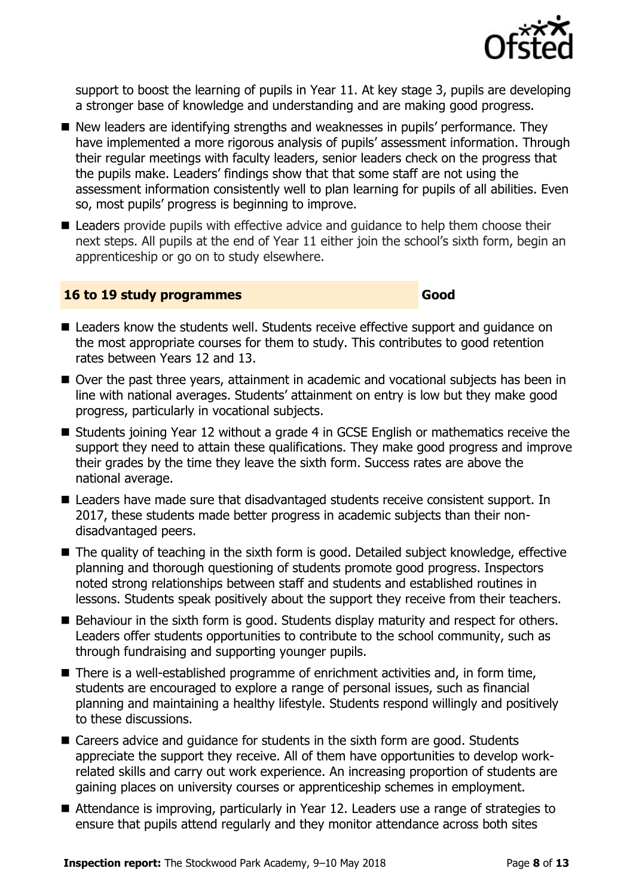support to boost the learning of pupils in Year 11. At key stage 3, pupils are developing a stronger base of knowledge and understanding and are making good progress.

- New leaders are identifying strengths and weaknesses in pupils' performance. They have implemented a more rigorous analysis of pupils' assessment information. Through their regular meetings with faculty leaders, senior leaders check on the progress that the pupils make. Leaders' findings show that that some staff are not using the assessment information consistently well to plan learning for pupils of all abilities. Even so, most pupils' progress is beginning to improve.
- Leaders provide pupils with effective advice and guidance to help them choose their next steps. All pupils at the end of Year 11 either join the school's sixth form, begin an apprenticeship or go on to study elsewhere.

## 16 to 19 study programmes — Good

- Leaders know the students well. Students receive effective support and guidance on the most appropriate courses for them to study. This contributes to good retention rates between Years 12 and 13.
- Over the past three years, attainment in academic and vocational subjects has been in line with national averages. Students' attainment on entry is low but they make good progress, particularly in vocational subjects.
- Students joining Year 12 without a grade 4 in GCSE English or mathematics receive the support they need to attain these qualifications. They make good progress and improve their grades by the time they leave the sixth form. Success rates are above the national average.
- Leaders have made sure that disadvantaged students receive consistent support. In 2017, these students made better progress in academic subjects than their non-disadvantaged peers.
- The quality of teaching in the sixth form is good. Detailed subject knowledge, effective planning and thorough questioning of students promote good progress. Inspectors noted strong relationships between staff and students and established routines in lessons. Students speak positively about the support they receive from their teachers.
- Behaviour in the sixth form is good. Students display maturity and respect for others. Leaders offer students opportunities to contribute to the school community, such as through fundraising and supporting younger pupils.
- There is a well-established programme of enrichment activities and, in form time, students are encouraged to explore a range of personal issues, such as financial planning and maintaining a healthy lifestyle. Students respond willingly and positively to these discussions.
- Careers advice and guidance for students in the sixth form are good. Students appreciate the support they receive. All of them have opportunities to develop work-related skills and carry out work experience. An increasing proportion of students are gaining places on university courses or apprenticeship schemes in employment.
- Attendance is improving, particularly in Year 12. Leaders use a range of strategies to ensure that pupils attend regularly and they monitor attendance across both sites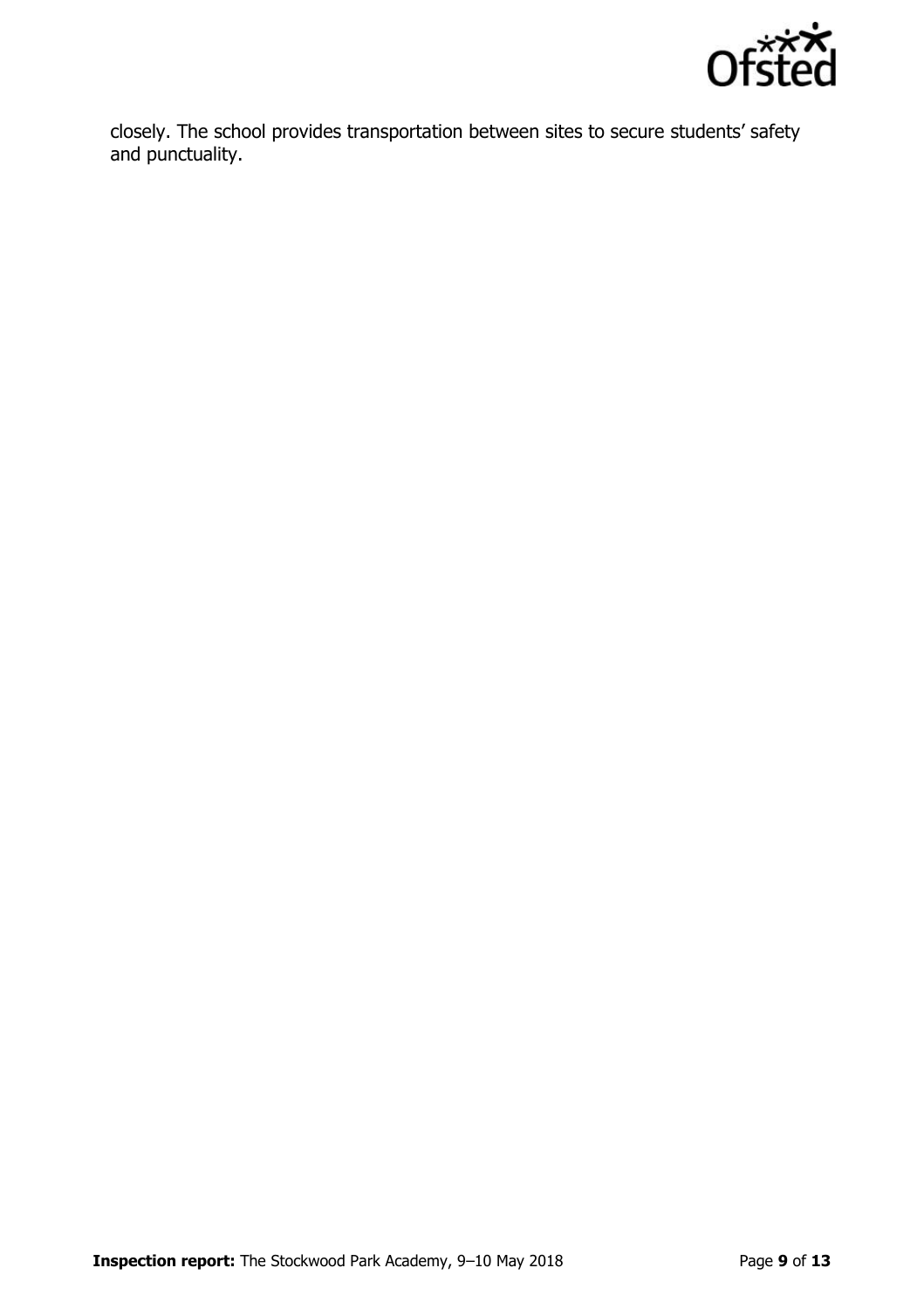closely. The school provides transportation between sites to secure students' safety and punctuality.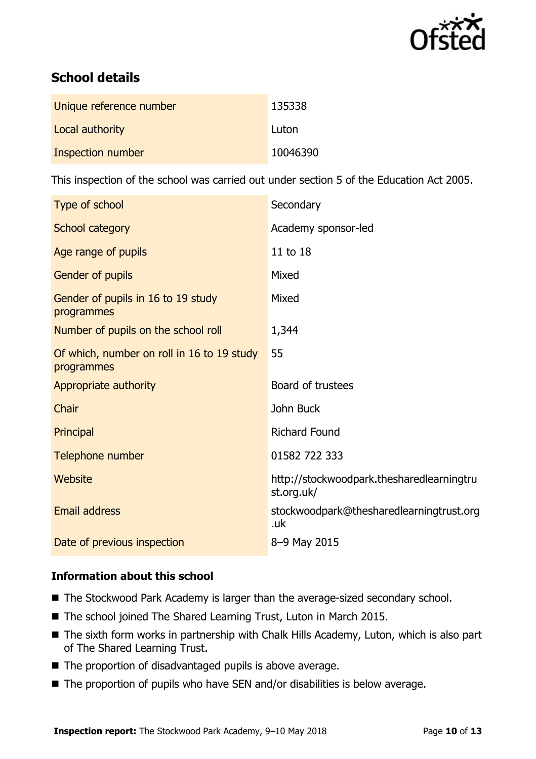## School details

| | |
|---|---|
| Unique reference number | 135338 |
| Local authority | Luton |
| Inspection number | 10046390 |

This inspection of the school was carried out under section 5 of the Education Act 2005.

| | |
|---|---|
| Type of school | Secondary |
| School category | Academy sponsor-led |
| Age range of pupils | 11 to 18 |
| Gender of pupils | Mixed |
| Gender of pupils in 16 to 19 study programmes | Mixed |
| Number of pupils on the school roll | 1,344 |
| Of which, number on roll in 16 to 19 study programmes | 55 |
| Appropriate authority | Board of trustees |
| Chair | John Buck |
| Principal | Richard Found |
| Telephone number | 01582 722 333 |
| Website | http://stockwoodpark.thesharedlearningtrust.org.uk/ |
| Email address | stockwoodpark@thesharedlearningtrust.org.uk |
| Date of previous inspection | 8–9 May 2015 |

### Information about this school

- The Stockwood Park Academy is larger than the average-sized secondary school.
- The school joined The Shared Learning Trust, Luton in March 2015.
- The sixth form works in partnership with Chalk Hills Academy, Luton, which is also part of The Shared Learning Trust.
- The proportion of disadvantaged pupils is above average.
- The proportion of pupils who have SEN and/or disabilities is below average.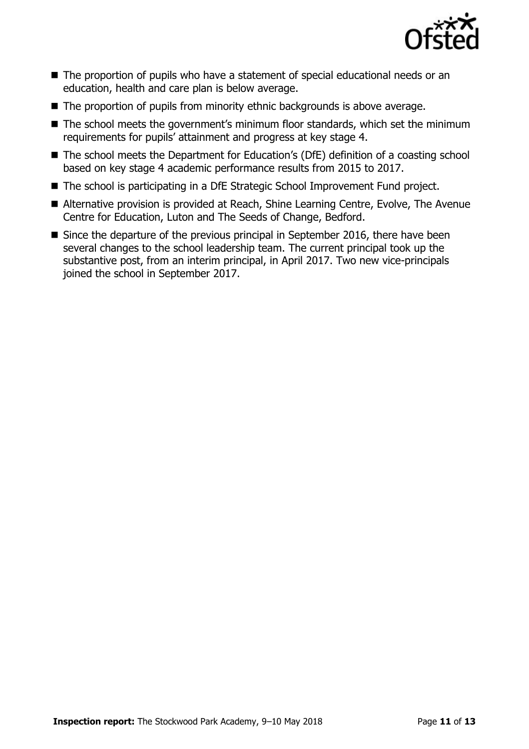- The proportion of pupils who have a statement of special educational needs or an education, health and care plan is below average.
- The proportion of pupils from minority ethnic backgrounds is above average.
- The school meets the government's minimum floor standards, which set the minimum requirements for pupils' attainment and progress at key stage 4.
- The school meets the Department for Education's (DfE) definition of a coasting school based on key stage 4 academic performance results from 2015 to 2017.
- The school is participating in a DfE Strategic School Improvement Fund project.
- Alternative provision is provided at Reach, Shine Learning Centre, Evolve, The Avenue Centre for Education, Luton and The Seeds of Change, Bedford.
- Since the departure of the previous principal in September 2016, there have been several changes to the school leadership team. The current principal took up the substantive post, from an interim principal, in April 2017. Two new vice-principals joined the school in September 2017.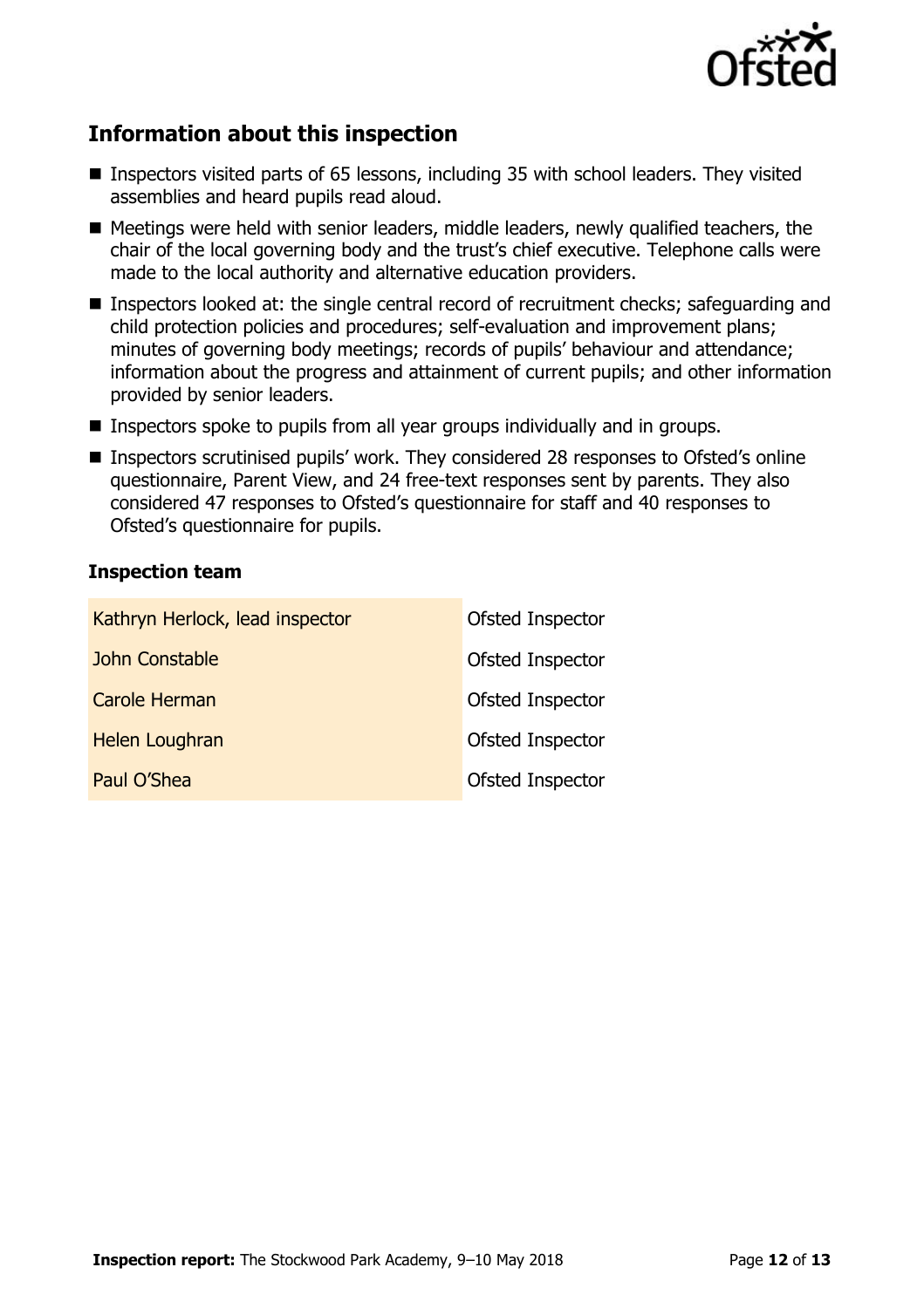## Information about this inspection

- Inspectors visited parts of 65 lessons, including 35 with school leaders. They visited assemblies and heard pupils read aloud.
- Meetings were held with senior leaders, middle leaders, newly qualified teachers, the chair of the local governing body and the trust's chief executive. Telephone calls were made to the local authority and alternative education providers.
- Inspectors looked at: the single central record of recruitment checks; safeguarding and child protection policies and procedures; self-evaluation and improvement plans; minutes of governing body meetings; records of pupils' behaviour and attendance; information about the progress and attainment of current pupils; and other information provided by senior leaders.
- Inspectors spoke to pupils from all year groups individually and in groups.
- Inspectors scrutinised pupils' work. They considered 28 responses to Ofsted's online questionnaire, Parent View, and 24 free-text responses sent by parents. They also considered 47 responses to Ofsted's questionnaire for staff and 40 responses to Ofsted's questionnaire for pupils.

### Inspection team

| | |
|---|---|
| Kathryn Herlock, lead inspector | Ofsted Inspector |
| John Constable | Ofsted Inspector |
| Carole Herman | Ofsted Inspector |
| Helen Loughran | Ofsted Inspector |
| Paul O'Shea | Ofsted Inspector |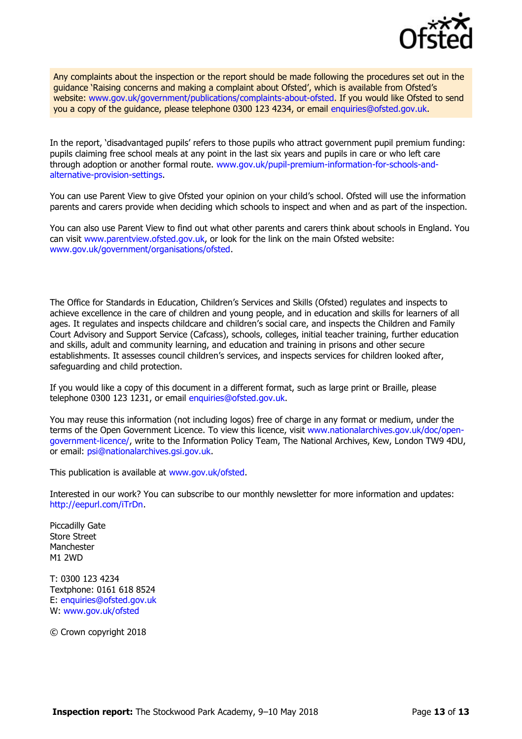Any complaints about the inspection or the report should be made following the procedures set out in the guidance 'Raising concerns and making a complaint about Ofsted', which is available from Ofsted's website: www.gov.uk/government/publications/complaints-about-ofsted. If you would like Ofsted to send you a copy of the guidance, please telephone 0300 123 4234, or email enquiries@ofsted.gov.uk.

In the report, 'disadvantaged pupils' refers to those pupils who attract government pupil premium funding: pupils claiming free school meals at any point in the last six years and pupils in care or who left care through adoption or another formal route. www.gov.uk/pupil-premium-information-for-schools-and-alternative-provision-settings.

You can use Parent View to give Ofsted your opinion on your child's school. Ofsted will use the information parents and carers provide when deciding which schools to inspect and when and as part of the inspection.

You can also use Parent View to find out what other parents and carers think about schools in England. You can visit www.parentview.ofsted.gov.uk, or look for the link on the main Ofsted website: www.gov.uk/government/organisations/ofsted.

The Office for Standards in Education, Children's Services and Skills (Ofsted) regulates and inspects to achieve excellence in the care of children and young people, and in education and skills for learners of all ages. It regulates and inspects childcare and children's social care, and inspects the Children and Family Court Advisory and Support Service (Cafcass), schools, colleges, initial teacher training, further education and skills, adult and community learning, and education and training in prisons and other secure establishments. It assesses council children's services, and inspects services for children looked after, safeguarding and child protection.

If you would like a copy of this document in a different format, such as large print or Braille, please telephone 0300 123 1231, or email enquiries@ofsted.gov.uk.

You may reuse this information (not including logos) free of charge in any format or medium, under the terms of the Open Government Licence. To view this licence, visit www.nationalarchives.gov.uk/doc/open-government-licence/, write to the Information Policy Team, The National Archives, Kew, London TW9 4DU, or email: psi@nationalarchives.gsi.gov.uk.

This publication is available at www.gov.uk/ofsted.

Interested in our work? You can subscribe to our monthly newsletter for more information and updates: http://eepurl.com/iTrDn.

Piccadilly Gate
Store Street
Manchester
M1 2WD

T: 0300 123 4234
Textphone: 0161 618 8524
E: enquiries@ofsted.gov.uk
W: www.gov.uk/ofsted

© Crown copyright 2018